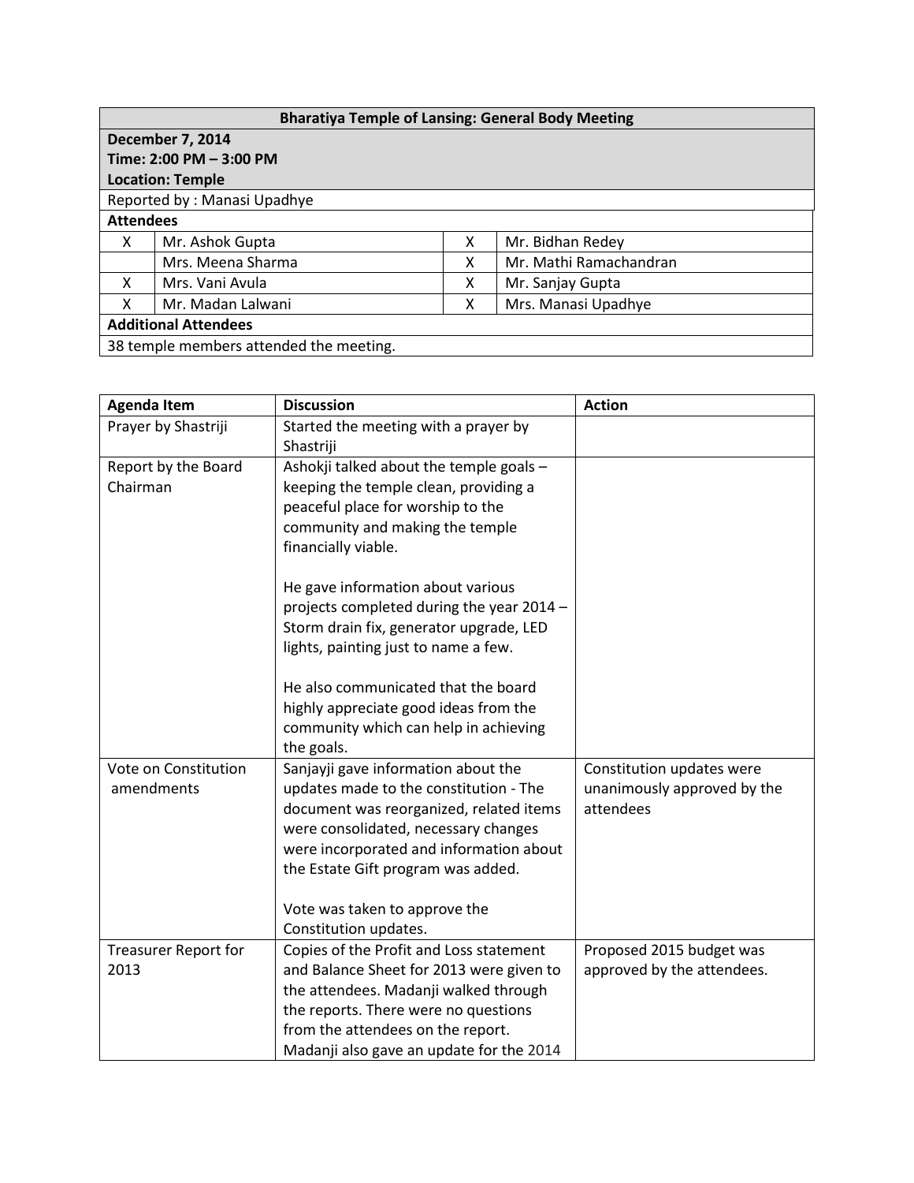| Bharatiya Temple of Lansing: General Body Meeting | | | |
|---|---|---|---|
| **December 7, 2014**<br>**Time: 2:00 PM – 3:00 PM**<br>**Location: Temple** | | | |
| Reported by : Manasi Upadhye | | | |
| **Attendees** | | | |
| X | Mr. Ashok Gupta | X | Mr. Bidhan Redey |
| | Mrs. Meena Sharma | X | Mr. Mathi Ramachandran |
| X | Mrs. Vani Avula | X | Mr. Sanjay Gupta |
| X | Mr. Madan Lalwani | X | Mrs. Manasi Upadhye |
| **Additional Attendees** | | | |
| 38 temple members attended the meeting. | | | |

| Agenda Item | Discussion | Action |
|---|---|---|
| Prayer by Shastriji | Started the meeting with a prayer by Shastriji | |
| Report by the Board Chairman | Ashokji talked about the temple goals – keeping the temple clean, providing a peaceful place for worship to the community and making the temple financially viable.<br><br>He gave information about various projects completed during the year 2014 – Storm drain fix, generator upgrade, LED lights, painting just to name a few.<br><br>He also communicated that the board highly appreciate good ideas from the community which can help in achieving the goals. | |
| Vote on Constitution amendments | Sanjayji gave information about the updates made to the constitution - The document was reorganized, related items were consolidated, necessary changes were incorporated and information about the Estate Gift program was added.<br><br>Vote was taken to approve the Constitution updates. | Constitution updates were unanimously approved by the attendees |
| Treasurer Report for 2013 | Copies of the Profit and Loss statement and Balance Sheet for 2013 were given to the attendees. Madanji walked through the reports. There were no questions from the attendees on the report.<br>Madanji also gave an update for the 2014 | Proposed 2015 budget was approved by the attendees. |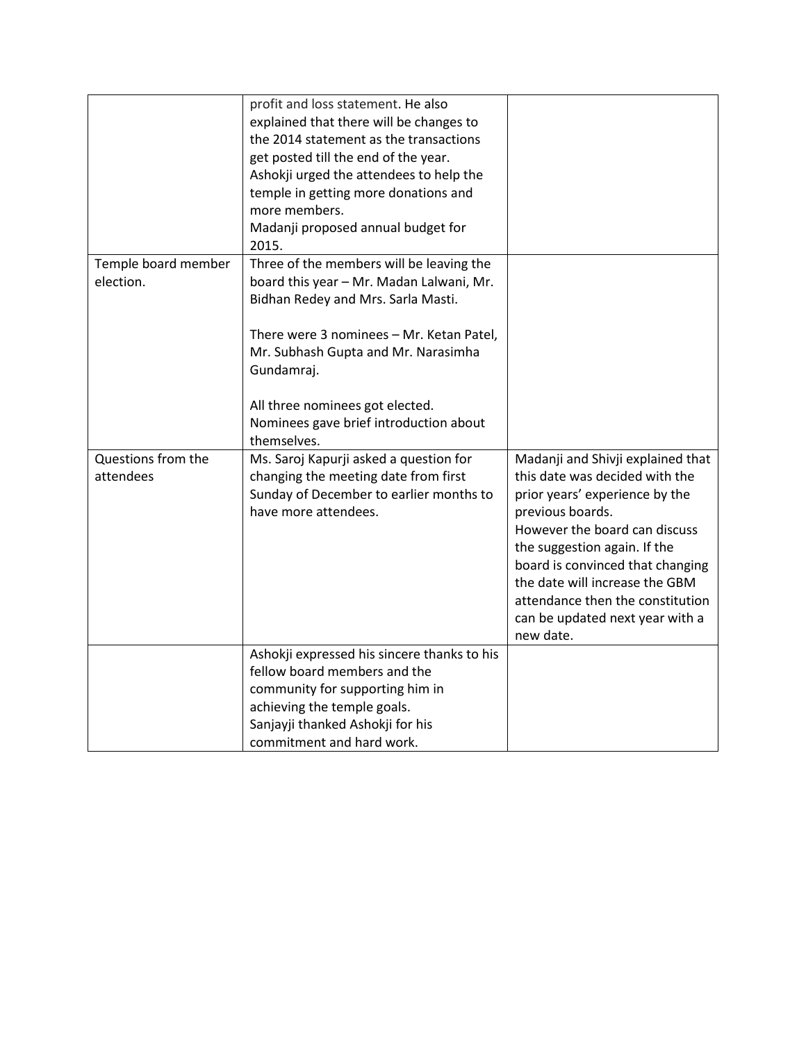| | | |
|---|---|---|
| | profit and loss statement. He also explained that there will be changes to the 2014 statement as the transactions get posted till the end of the year.<br>Ashokji urged the attendees to help the temple in getting more donations and more members.<br>Madanji proposed annual budget for 2015. | |
| Temple board member election. | Three of the members will be leaving the board this year – Mr. Madan Lalwani, Mr. Bidhan Redey and Mrs. Sarla Masti.<br><br>There were 3 nominees – Mr. Ketan Patel, Mr. Subhash Gupta and Mr. Narasimha Gundamraj.<br><br>All three nominees got elected.<br>Nominees gave brief introduction about themselves. | |
| Questions from the attendees | Ms. Saroj Kapurji asked a question for changing the meeting date from first Sunday of December to earlier months to have more attendees. | Madanji and Shivji explained that this date was decided with the prior years' experience by the previous boards.<br>However the board can discuss the suggestion again. If the board is convinced that changing the date will increase the GBM attendance then the constitution can be updated next year with a new date. |
| | Ashokji expressed his sincere thanks to his fellow board members and the community for supporting him in achieving the temple goals.<br>Sanjayji thanked Ashokji for his commitment and hard work. | |